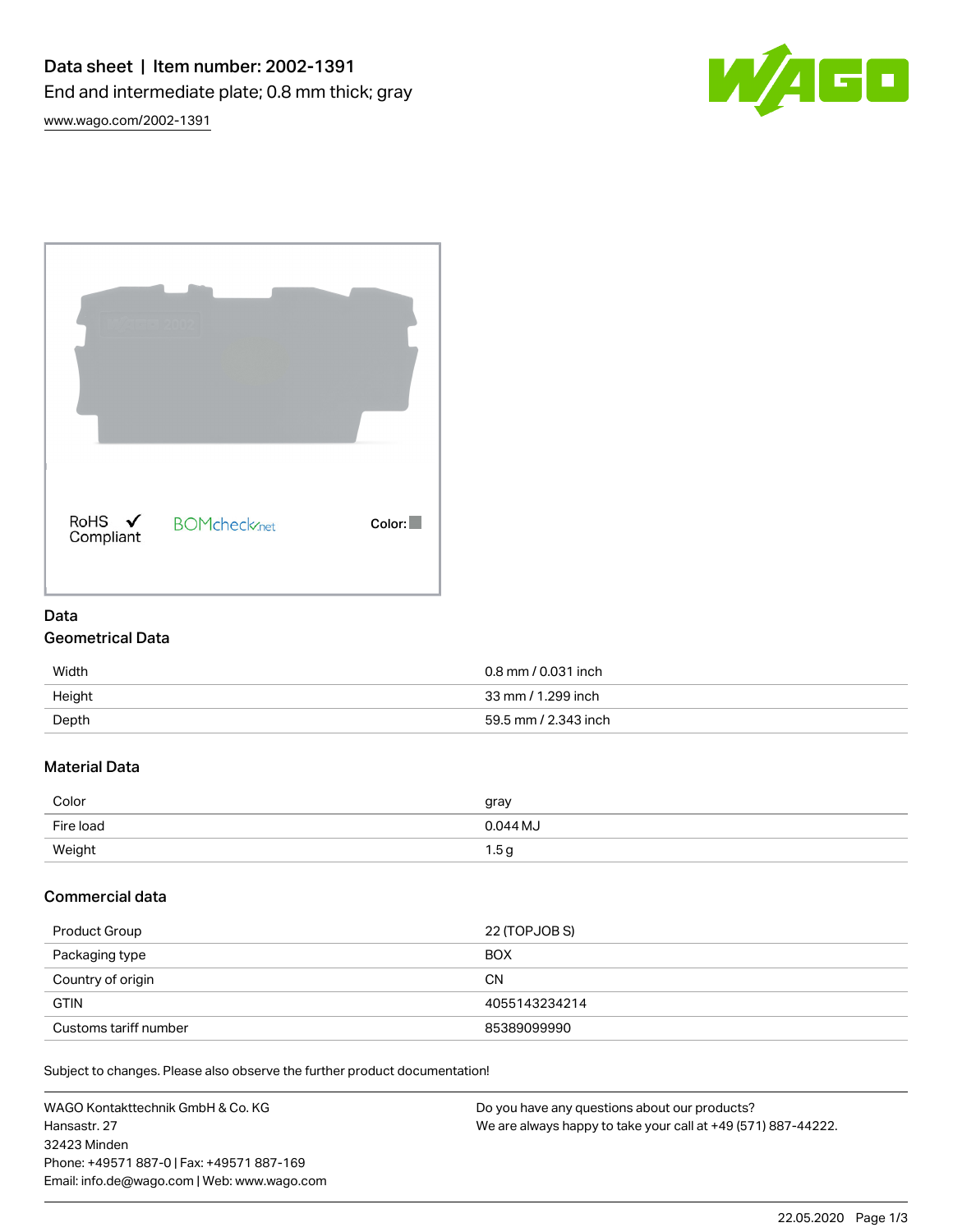# Data sheet | Item number: 2002-1391

End and intermediate plate; 0.8 mm thick; gray

www.wago.com/2002-1391

RoHS ✓ Compliant

BOMcheck.net

Color:

## Data

### Geometrical Data

| | |
|---|---|
| Width | 0.8 mm / 0.031 inch |
| Height | 33 mm / 1.299 inch |
| Depth | 59.5 mm / 2.343 inch |

### Material Data

| | |
|---|---|
| Color | gray |
| Fire load | 0.044 MJ |
| Weight | 1.5 g |

### Commercial data

| | |
|---|---|
| Product Group | 22 (TOPJOB S) |
| Packaging type | BOX |
| Country of origin | CN |
| GTIN | 4055143234214 |
| Customs tariff number | 85389099990 |

Subject to changes. Please also observe the further product documentation!

WAGO Kontakttechnik GmbH & Co. KG
Hansastr. 27
32423 Minden
Phone: +49571 887-0 | Fax: +49571 887-169
Email: info.de@wago.com | Web: www.wago.com

Do you have any questions about our products?
We are always happy to take your call at +49 (571) 887-44222.

22.05.2020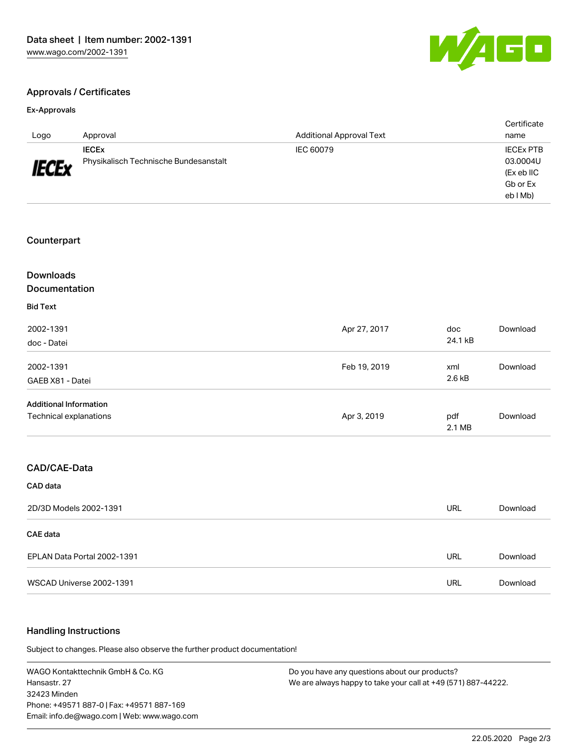## Approvals / Certificates

### Ex-Approvals

| Logo | Approval | Additional Approval Text | Certificate name |
|---|---|---|---|
| IECEx | **IECEx** Physikalisch Technische Bundesanstalt | IEC 60079 | IECEx PTB 03.0004U (Ex eb IIC Gb or Ex eb I Mb) |

## Counterpart

## Downloads
## Documentation

### Bid Text

| | | | |
|---|---|---|---|
| 2002-1391 doc - Datei | Apr 27, 2017 | doc 24.1 kB | Download |
| 2002-1391 GAEB X81 - Datei | Feb 19, 2019 | xml 2.6 kB | Download |

### Additional Information

| | | | |
|---|---|---|---|
| Technical explanations | Apr 3, 2019 | pdf 2.1 MB | Download |

## CAD/CAE-Data

### CAD data

| | | |
|---|---|---|
| 2D/3D Models 2002-1391 | URL | Download |

### CAE data

| | | |
|---|---|---|
| EPLAN Data Portal 2002-1391 | URL | Download |
| WSCAD Universe 2002-1391 | URL | Download |

## Handling Instructions

Subject to changes. Please also observe the further product documentation!

WAGO Kontakttechnik GmbH & Co. KG
Hansastr. 27
32423 Minden
Phone: +49571 887-0 | Fax: +49571 887-169
Email: info.de@wago.com | Web: www.wago.com

Do you have any questions about our products?
We are always happy to take your call at +49 (571) 887-44222.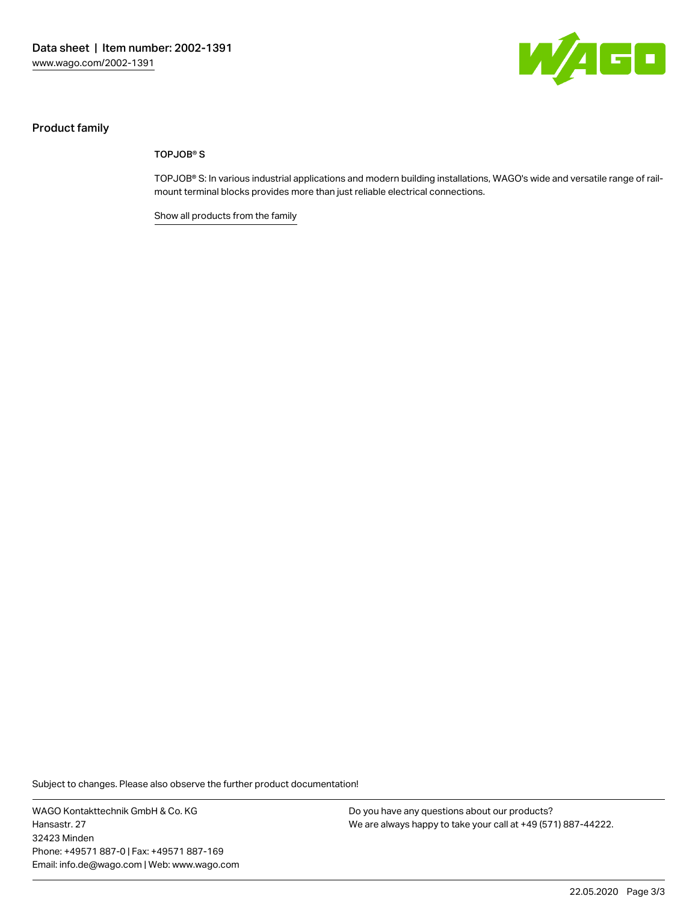## Product family

TOPJOB® S

TOPJOB® S: In various industrial applications and modern building installations, WAGO's wide and versatile range of rail-mount terminal blocks provides more than just reliable electrical connections.

Show all products from the family

Subject to changes. Please also observe the further product documentation!

WAGO Kontakttechnik GmbH & Co. KG
Hansastr. 27
32423 Minden
Phone: +49571 887-0 | Fax: +49571 887-169
Email: info.de@wago.com | Web: www.wago.com

Do you have any questions about our products?
We are always happy to take your call at +49 (571) 887-44222.